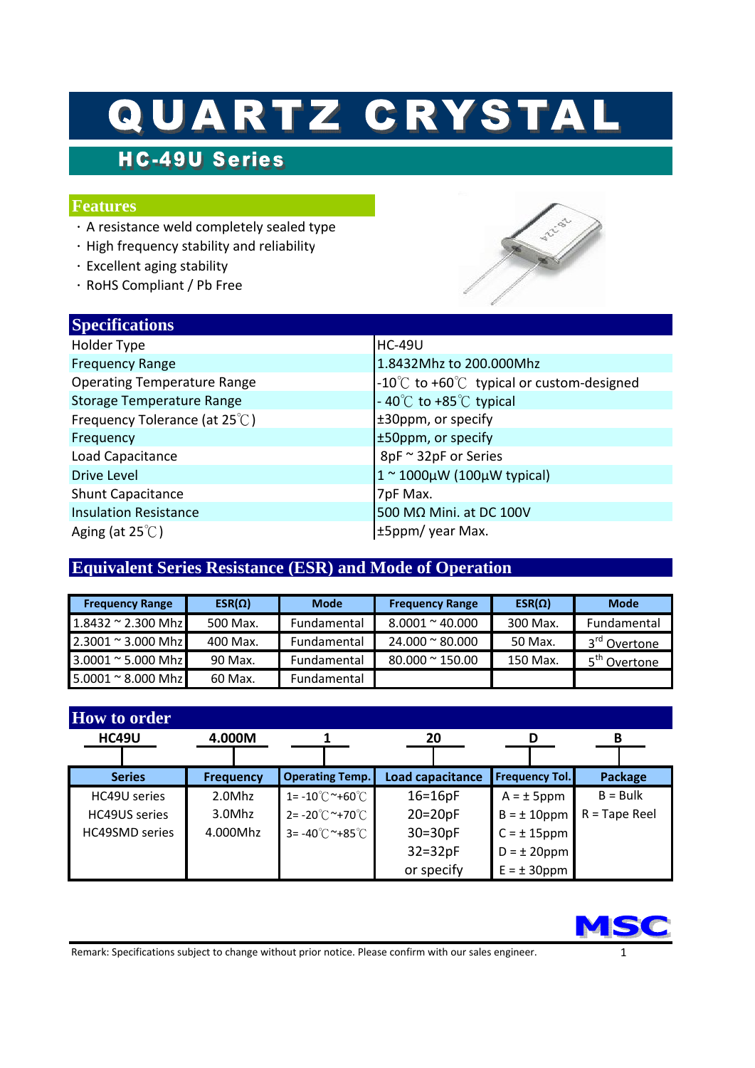# QUARTZ CRYSTAL

## HC-49U Series

### Features

- A resistance weld completely sealed type
- High frequency stability and reliability
- Excellent aging stability
- RoHS Compliant / Pb Free

### Specifications

| | |
|---|---|
| Holder Type | HC-49U |
| Frequency Range | 1.8432Mhz to 200.000Mhz |
| Operating Temperature Range | -10℃ to +60℃ typical or custom-designed |
| Storage Temperature Range | - 40℃ to +85℃ typical |
| Frequency Tolerance (at 25℃) | ±30ppm, or specify |
| Frequency | ±50ppm, or specify |
| Load Capacitance | 8pF ~ 32pF or Series |
| Drive Level | 1 ~ 1000µW (100µW typical) |
| Shunt Capacitance | 7pF Max. |
| Insulation Resistance | 500 MΩ Mini. at DC 100V |
| Aging (at 25℃) | ±5ppm/ year Max. |

### Equivalent Series Resistance (ESR) and Mode of Operation

| Frequency Range | ESR(Ω) | Mode | Frequency Range | ESR(Ω) | Mode |
|---|---|---|---|---|---|
| 1.8432 ~ 2.300 Mhz | 500 Max. | Fundamental | 8.0001 ~ 40.000 | 300 Max. | Fundamental |
| 2.3001 ~ 3.000 Mhz | 400 Max. | Fundamental | 24.000 ~ 80.000 | 50 Max. | 3rd Overtone |
| 3.0001 ~ 5.000 Mhz | 90 Max. | Fundamental | 80.000 ~ 150.00 | 150 Max. | 5th Overtone |
| 5.0001 ~ 8.000 Mhz | 60 Max. | Fundamental | | | |

### How to order

HC49U — 4.000M — 1 — 20 — D — B

| Series | Frequency | Operating Temp. | Load capacitance | Frequency Tol. | Package |
|---|---|---|---|---|---|
| HC49U series | 2.0Mhz | 1= -10℃~+60℃ | 16=16pF | A = ± 5ppm | B = Bulk |
| HC49US series | 3.0Mhz | 2= -20℃~+70℃ | 20=20pF | B = ± 10ppm | R = Tape Reel |
| HC49SMD series | 4.000Mhz | 3= -40℃~+85℃ | 30=30pF | C = ± 15ppm | |
| | | | 32=32pF | D = ± 20ppm | |
| | | | or specify | E = ± 30ppm | |

MSC

Remark: Specifications subject to change without prior notice. Please confirm with our sales engineer.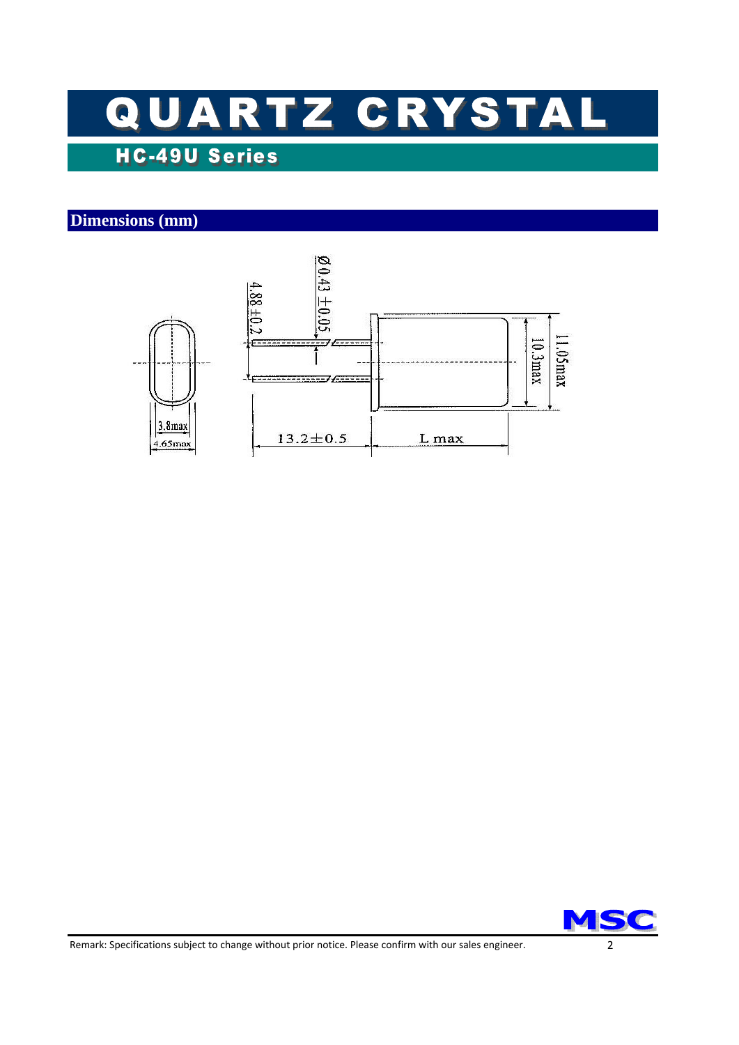# QUARTZ CRYSTAL

## HC-49U Series

### Dimensions (mm)

Ø0.43 ±0.05

4.88 ±0.2

10.3max

11.05max

3.8max

4.65max

13.2±0.5

L max

Remark: Specifications subject to change without prior notice. Please confirm with our sales engineer.